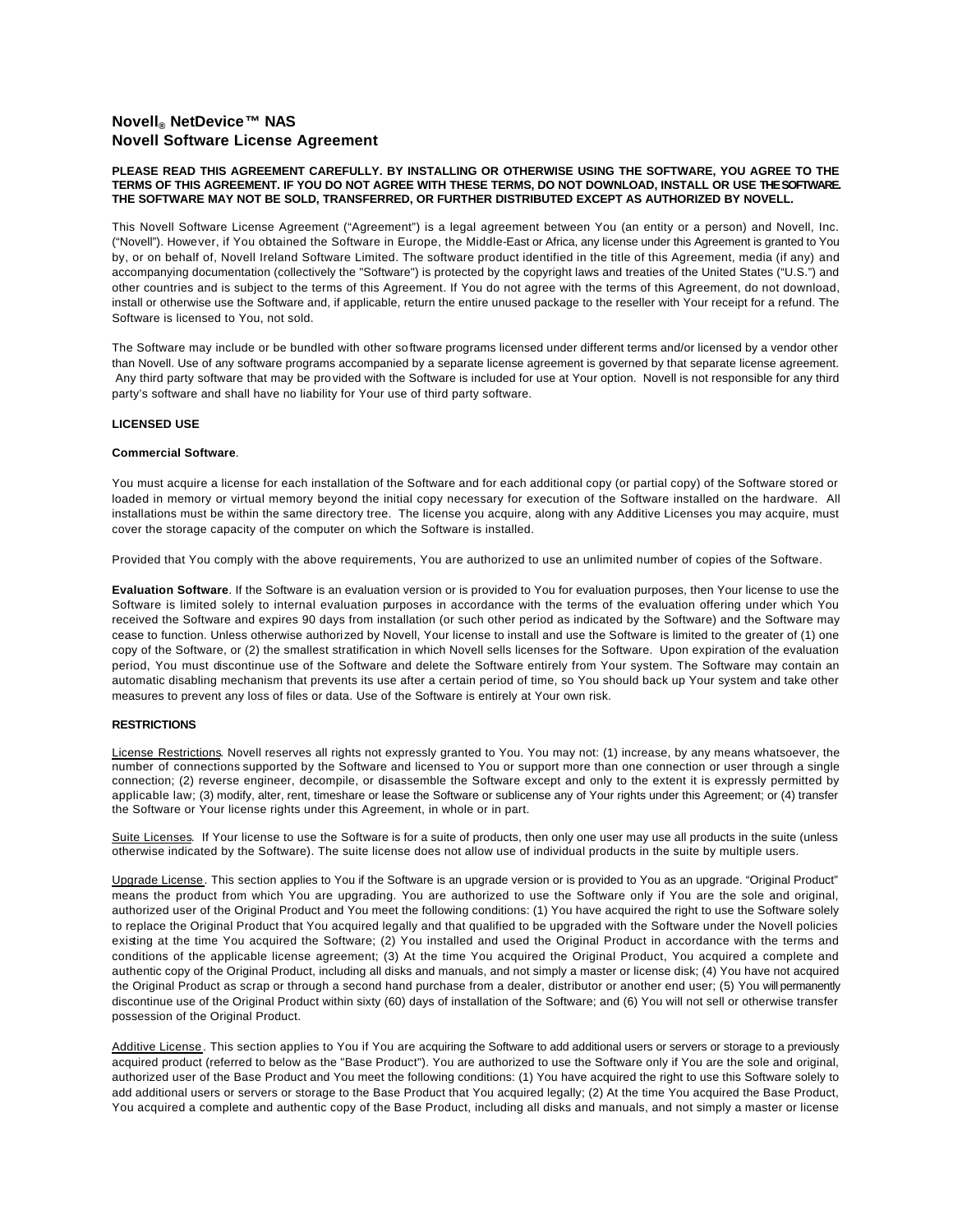# Novell® NetDevice™ NAS
# Novell Software License Agreement

**PLEASE READ THIS AGREEMENT CAREFULLY. BY INSTALLING OR OTHERWISE USING THE SOFTWARE, YOU AGREE TO THE TERMS OF THIS AGREEMENT. IF YOU DO NOT AGREE WITH THESE TERMS, DO NOT DOWNLOAD, INSTALL OR USE THE SOFTWARE. THE SOFTWARE MAY NOT BE SOLD, TRANSFERRED, OR FURTHER DISTRIBUTED EXCEPT AS AUTHORIZED BY NOVELL.**

This Novell Software License Agreement ("Agreement") is a legal agreement between You (an entity or a person) and Novell, Inc. ("Novell"). However, if You obtained the Software in Europe, the Middle-East or Africa, any license under this Agreement is granted to You by, or on behalf of, Novell Ireland Software Limited. The software product identified in the title of this Agreement, media (if any) and accompanying documentation (collectively the "Software") is protected by the copyright laws and treaties of the United States ("U.S.") and other countries and is subject to the terms of this Agreement. If You do not agree with the terms of this Agreement, do not download, install or otherwise use the Software and, if applicable, return the entire unused package to the reseller with Your receipt for a refund. The Software is licensed to You, not sold.

The Software may include or be bundled with other software programs licensed under different terms and/or licensed by a vendor other than Novell. Use of any software programs accompanied by a separate license agreement is governed by that separate license agreement. Any third party software that may be provided with the Software is included for use at Your option. Novell is not responsible for any third party's software and shall have no liability for Your use of third party software.

**LICENSED USE**

**Commercial Software**.

You must acquire a license for each installation of the Software and for each additional copy (or partial copy) of the Software stored or loaded in memory or virtual memory beyond the initial copy necessary for execution of the Software installed on the hardware. All installations must be within the same directory tree. The license you acquire, along with any Additive Licenses you may acquire, must cover the storage capacity of the computer on which the Software is installed.

Provided that You comply with the above requirements, You are authorized to use an unlimited number of copies of the Software.

**Evaluation Software**. If the Software is an evaluation version or is provided to You for evaluation purposes, then Your license to use the Software is limited solely to internal evaluation purposes in accordance with the terms of the evaluation offering under which You received the Software and expires 90 days from installation (or such other period as indicated by the Software) and the Software may cease to function. Unless otherwise authorized by Novell, Your license to install and use the Software is limited to the greater of (1) one copy of the Software, or (2) the smallest stratification in which Novell sells licenses for the Software. Upon expiration of the evaluation period, You must discontinue use of the Software and delete the Software entirely from Your system. The Software may contain an automatic disabling mechanism that prevents its use after a certain period of time, so You should back up Your system and take other measures to prevent any loss of files or data. Use of the Software is entirely at Your own risk.

**RESTRICTIONS**

License Restrictions. Novell reserves all rights not expressly granted to You. You may not: (1) increase, by any means whatsoever, the number of connections supported by the Software and licensed to You or support more than one connection or user through a single connection; (2) reverse engineer, decompile, or disassemble the Software except and only to the extent it is expressly permitted by applicable law; (3) modify, alter, rent, timeshare or lease the Software or sublicense any of Your rights under this Agreement; or (4) transfer the Software or Your license rights under this Agreement, in whole or in part.

Suite Licenses. If Your license to use the Software is for a suite of products, then only one user may use all products in the suite (unless otherwise indicated by the Software). The suite license does not allow use of individual products in the suite by multiple users.

Upgrade License. This section applies to You if the Software is an upgrade version or is provided to You as an upgrade. "Original Product" means the product from which You are upgrading. You are authorized to use the Software only if You are the sole and original, authorized user of the Original Product and You meet the following conditions: (1) You have acquired the right to use the Software solely to replace the Original Product that You acquired legally and that qualified to be upgraded with the Software under the Novell policies existing at the time You acquired the Software; (2) You installed and used the Original Product in accordance with the terms and conditions of the applicable license agreement; (3) At the time You acquired the Original Product, You acquired a complete and authentic copy of the Original Product, including all disks and manuals, and not simply a master or license disk; (4) You have not acquired the Original Product as scrap or through a second hand purchase from a dealer, distributor or another end user; (5) You will permanently discontinue use of the Original Product within sixty (60) days of installation of the Software; and (6) You will not sell or otherwise transfer possession of the Original Product.

Additive License. This section applies to You if You are acquiring the Software to add additional users or servers or storage to a previously acquired product (referred to below as the "Base Product"). You are authorized to use the Software only if You are the sole and original, authorized user of the Base Product and You meet the following conditions: (1) You have acquired the right to use this Software solely to add additional users or servers or storage to the Base Product that You acquired legally; (2) At the time You acquired the Base Product, You acquired a complete and authentic copy of the Base Product, including all disks and manuals, and not simply a master or license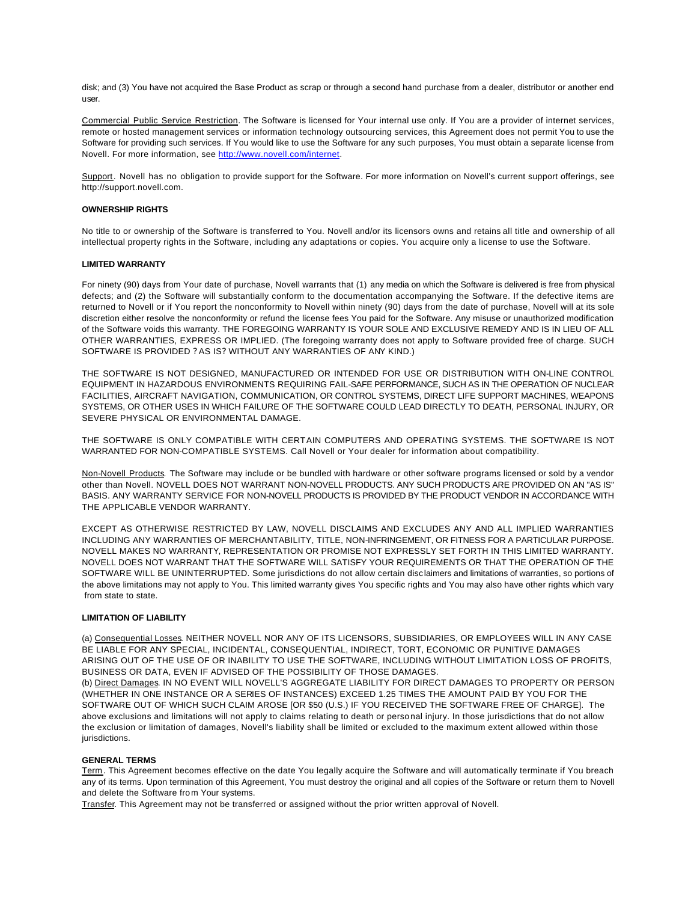disk; and (3) You have not acquired the Base Product as scrap or through a second hand purchase from a dealer, distributor or another end user.

Commercial Public Service Restriction. The Software is licensed for Your internal use only. If You are a provider of internet services, remote or hosted management services or information technology outsourcing services, this Agreement does not permit You to use the Software for providing such services. If You would like to use the Software for any such purposes, You must obtain a separate license from Novell. For more information, see [http://www.novell.com/internet](http://www.novell.com/internet).

Support. Novell has no obligation to provide support for the Software. For more information on Novell's current support offerings, see http://support.novell.com.

**OWNERSHIP RIGHTS**

No title to or ownership of the Software is transferred to You. Novell and/or its licensors owns and retains all title and ownership of all intellectual property rights in the Software, including any adaptations or copies. You acquire only a license to use the Software.

**LIMITED WARRANTY**

For ninety (90) days from Your date of purchase, Novell warrants that (1) any media on which the Software is delivered is free from physical defects; and (2) the Software will substantially conform to the documentation accompanying the Software. If the defective items are returned to Novell or if You report the nonconformity to Novell within ninety (90) days from the date of purchase, Novell will at its sole discretion either resolve the nonconformity or refund the license fees You paid for the Software. Any misuse or unauthorized modification of the Software voids this warranty. THE FOREGOING WARRANTY IS YOUR SOLE AND EXCLUSIVE REMEDY AND IS IN LIEU OF ALL OTHER WARRANTIES, EXPRESS OR IMPLIED. (The foregoing warranty does not apply to Software provided free of charge. SUCH SOFTWARE IS PROVIDED ?AS IS? WITHOUT ANY WARRANTIES OF ANY KIND.)

THE SOFTWARE IS NOT DESIGNED, MANUFACTURED OR INTENDED FOR USE OR DISTRIBUTION WITH ON-LINE CONTROL EQUIPMENT IN HAZARDOUS ENVIRONMENTS REQUIRING FAIL-SAFE PERFORMANCE, SUCH AS IN THE OPERATION OF NUCLEAR FACILITIES, AIRCRAFT NAVIGATION, COMMUNICATION, OR CONTROL SYSTEMS, DIRECT LIFE SUPPORT MACHINES, WEAPONS SYSTEMS, OR OTHER USES IN WHICH FAILURE OF THE SOFTWARE COULD LEAD DIRECTLY TO DEATH, PERSONAL INJURY, OR SEVERE PHYSICAL OR ENVIRONMENTAL DAMAGE.

THE SOFTWARE IS ONLY COMPATIBLE WITH CERTAIN COMPUTERS AND OPERATING SYSTEMS. THE SOFTWARE IS NOT WARRANTED FOR NON-COMPATIBLE SYSTEMS. Call Novell or Your dealer for information about compatibility.

Non-Novell Products. The Software may include or be bundled with hardware or other software programs licensed or sold by a vendor other than Novell. NOVELL DOES NOT WARRANT NON-NOVELL PRODUCTS. ANY SUCH PRODUCTS ARE PROVIDED ON AN "AS IS" BASIS. ANY WARRANTY SERVICE FOR NON-NOVELL PRODUCTS IS PROVIDED BY THE PRODUCT VENDOR IN ACCORDANCE WITH THE APPLICABLE VENDOR WARRANTY.

EXCEPT AS OTHERWISE RESTRICTED BY LAW, NOVELL DISCLAIMS AND EXCLUDES ANY AND ALL IMPLIED WARRANTIES INCLUDING ANY WARRANTIES OF MERCHANTABILITY, TITLE, NON-INFRINGEMENT, OR FITNESS FOR A PARTICULAR PURPOSE. NOVELL MAKES NO WARRANTY, REPRESENTATION OR PROMISE NOT EXPRESSLY SET FORTH IN THIS LIMITED WARRANTY. NOVELL DOES NOT WARRANT THAT THE SOFTWARE WILL SATISFY YOUR REQUIREMENTS OR THAT THE OPERATION OF THE SOFTWARE WILL BE UNINTERRUPTED. Some jurisdictions do not allow certain disclaimers and limitations of warranties, so portions of the above limitations may not apply to You. This limited warranty gives You specific rights and You may also have other rights which vary from state to state.

**LIMITATION OF LIABILITY**

(a) Consequential Losses. NEITHER NOVELL NOR ANY OF ITS LICENSORS, SUBSIDIARIES, OR EMPLOYEES WILL IN ANY CASE BE LIABLE FOR ANY SPECIAL, INCIDENTAL, CONSEQUENTIAL, INDIRECT, TORT, ECONOMIC OR PUNITIVE DAMAGES ARISING OUT OF THE USE OF OR INABILITY TO USE THE SOFTWARE, INCLUDING WITHOUT LIMITATION LOSS OF PROFITS, BUSINESS OR DATA, EVEN IF ADVISED OF THE POSSIBILITY OF THOSE DAMAGES.
(b) Direct Damages. IN NO EVENT WILL NOVELL'S AGGREGATE LIABILITY FOR DIRECT DAMAGES TO PROPERTY OR PERSON (WHETHER IN ONE INSTANCE OR A SERIES OF INSTANCES) EXCEED 1.25 TIMES THE AMOUNT PAID BY YOU FOR THE SOFTWARE OUT OF WHICH SUCH CLAIM AROSE [OR $50 (U.S.) IF YOU RECEIVED THE SOFTWARE FREE OF CHARGE]. The above exclusions and limitations will not apply to claims relating to death or personal injury. In those jurisdictions that do not allow the exclusion or limitation of damages, Novell's liability shall be limited or excluded to the maximum extent allowed within those jurisdictions.

**GENERAL TERMS**

Term. This Agreement becomes effective on the date You legally acquire the Software and will automatically terminate if You breach any of its terms. Upon termination of this Agreement, You must destroy the original and all copies of the Software or return them to Novell and delete the Software from Your systems.
Transfer. This Agreement may not be transferred or assigned without the prior written approval of Novell.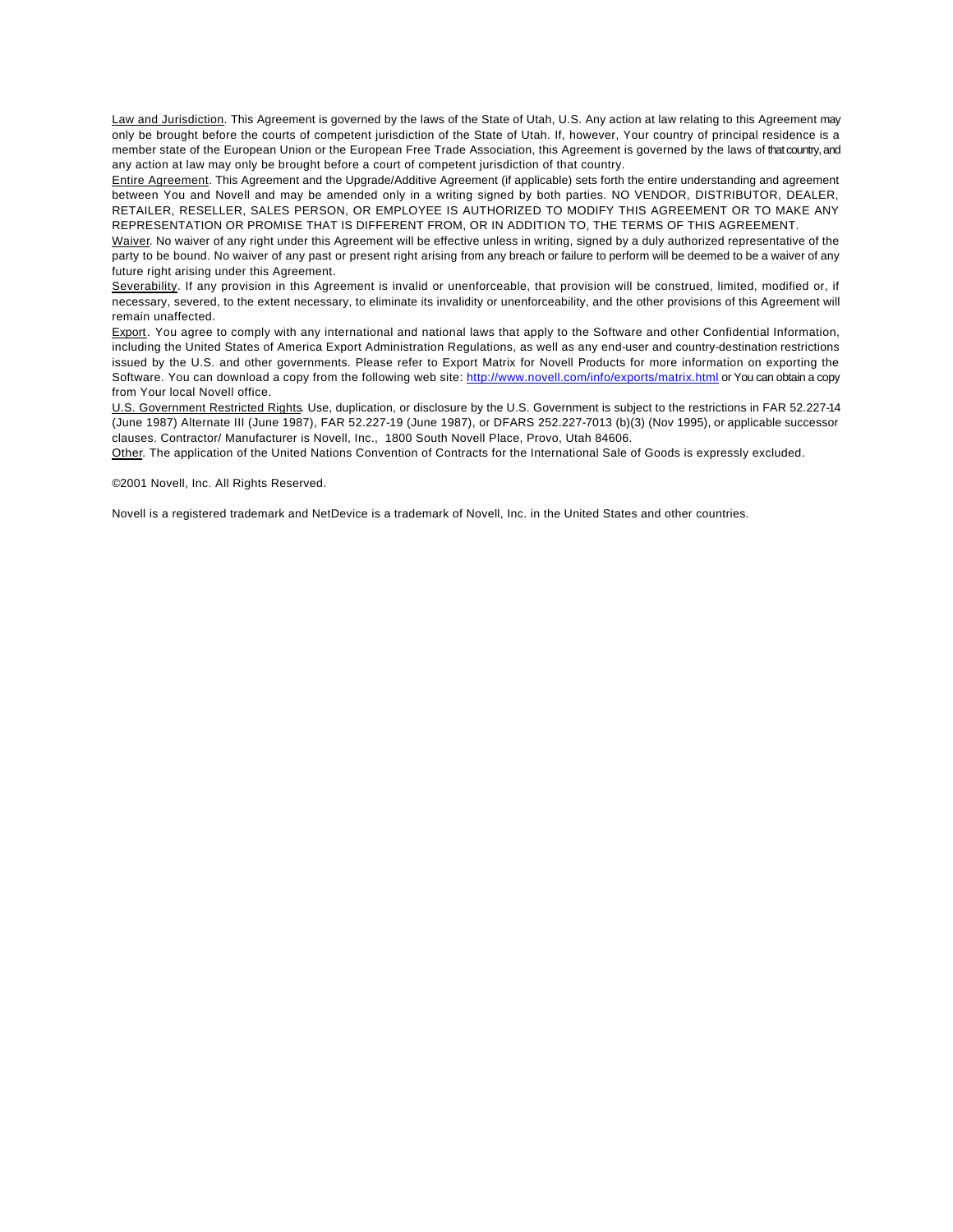Law and Jurisdiction. This Agreement is governed by the laws of the State of Utah, U.S. Any action at law relating to this Agreement may only be brought before the courts of competent jurisdiction of the State of Utah. If, however, Your country of principal residence is a member state of the European Union or the European Free Trade Association, this Agreement is governed by the laws of that country, and any action at law may only be brought before a court of competent jurisdiction of that country.

Entire Agreement. This Agreement and the Upgrade/Additive Agreement (if applicable) sets forth the entire understanding and agreement between You and Novell and may be amended only in a writing signed by both parties. NO VENDOR, DISTRIBUTOR, DEALER, RETAILER, RESELLER, SALES PERSON, OR EMPLOYEE IS AUTHORIZED TO MODIFY THIS AGREEMENT OR TO MAKE ANY REPRESENTATION OR PROMISE THAT IS DIFFERENT FROM, OR IN ADDITION TO, THE TERMS OF THIS AGREEMENT.

Waiver. No waiver of any right under this Agreement will be effective unless in writing, signed by a duly authorized representative of the party to be bound. No waiver of any past or present right arising from any breach or failure to perform will be deemed to be a waiver of any future right arising under this Agreement.

Severability. If any provision in this Agreement is invalid or unenforceable, that provision will be construed, limited, modified or, if necessary, severed, to the extent necessary, to eliminate its invalidity or unenforceability, and the other provisions of this Agreement will remain unaffected.

Export. You agree to comply with any international and national laws that apply to the Software and other Confidential Information, including the United States of America Export Administration Regulations, as well as any end-user and country-destination restrictions issued by the U.S. and other governments. Please refer to Export Matrix for Novell Products for more information on exporting the Software. You can download a copy from the following web site: http://www.novell.com/info/exports/matrix.html or You can obtain a copy from Your local Novell office.

U.S. Government Restricted Rights. Use, duplication, or disclosure by the U.S. Government is subject to the restrictions in FAR 52.227-14 (June 1987) Alternate III (June 1987), FAR 52.227-19 (June 1987), or DFARS 252.227-7013 (b)(3) (Nov 1995), or applicable successor clauses. Contractor/ Manufacturer is Novell, Inc., 1800 South Novell Place, Provo, Utah 84606.

Other. The application of the United Nations Convention of Contracts for the International Sale of Goods is expressly excluded.

©2001 Novell, Inc. All Rights Reserved.

Novell is a registered trademark and NetDevice is a trademark of Novell, Inc. in the United States and other countries.